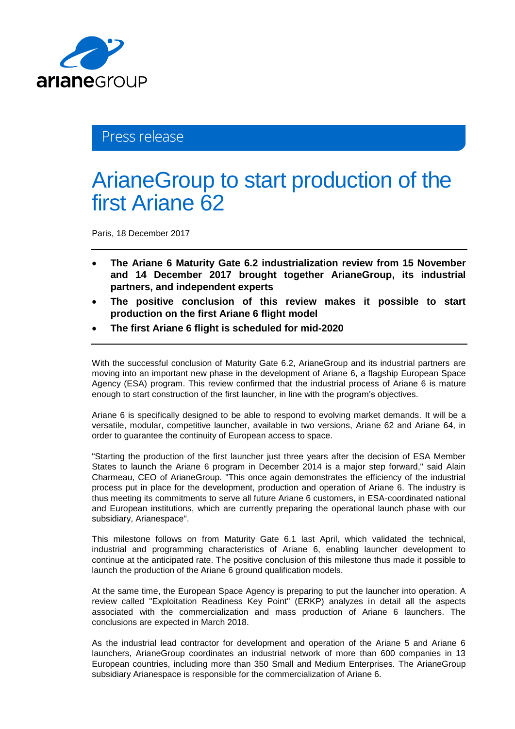Press release

# ArianeGroup to start production of the first Ariane 62

Paris, 18 December 2017

- **The Ariane 6 Maturity Gate 6.2 industrialization review from 15 November and 14 December 2017 brought together ArianeGroup, its industrial partners, and independent experts**
- **The positive conclusion of this review makes it possible to start production on the first Ariane 6 flight model**
- **The first Ariane 6 flight is scheduled for mid-2020**

With the successful conclusion of Maturity Gate 6.2, ArianeGroup and its industrial partners are moving into an important new phase in the development of Ariane 6, a flagship European Space Agency (ESA) program. This review confirmed that the industrial process of Ariane 6 is mature enough to start construction of the first launcher, in line with the program's objectives.

Ariane 6 is specifically designed to be able to respond to evolving market demands. It will be a versatile, modular, competitive launcher, available in two versions, Ariane 62 and Ariane 64, in order to guarantee the continuity of European access to space.

"Starting the production of the first launcher just three years after the decision of ESA Member States to launch the Ariane 6 program in December 2014 is a major step forward," said Alain Charmeau, CEO of ArianeGroup. "This once again demonstrates the efficiency of the industrial process put in place for the development, production and operation of Ariane 6. The industry is thus meeting its commitments to serve all future Ariane 6 customers, in ESA-coordinated national and European institutions, which are currently preparing the operational launch phase with our subsidiary, Arianespace".

This milestone follows on from Maturity Gate 6.1 last April, which validated the technical, industrial and programming characteristics of Ariane 6, enabling launcher development to continue at the anticipated rate. The positive conclusion of this milestone thus made it possible to launch the production of the Ariane 6 ground qualification models.

At the same time, the European Space Agency is preparing to put the launcher into operation. A review called "Exploitation Readiness Key Point" (ERKP) analyzes in detail all the aspects associated with the commercialization and mass production of Ariane 6 launchers. The conclusions are expected in March 2018.

As the industrial lead contractor for development and operation of the Ariane 5 and Ariane 6 launchers, ArianeGroup coordinates an industrial network of more than 600 companies in 13 European countries, including more than 350 Small and Medium Enterprises. The ArianeGroup subsidiary Arianespace is responsible for the commercialization of Ariane 6.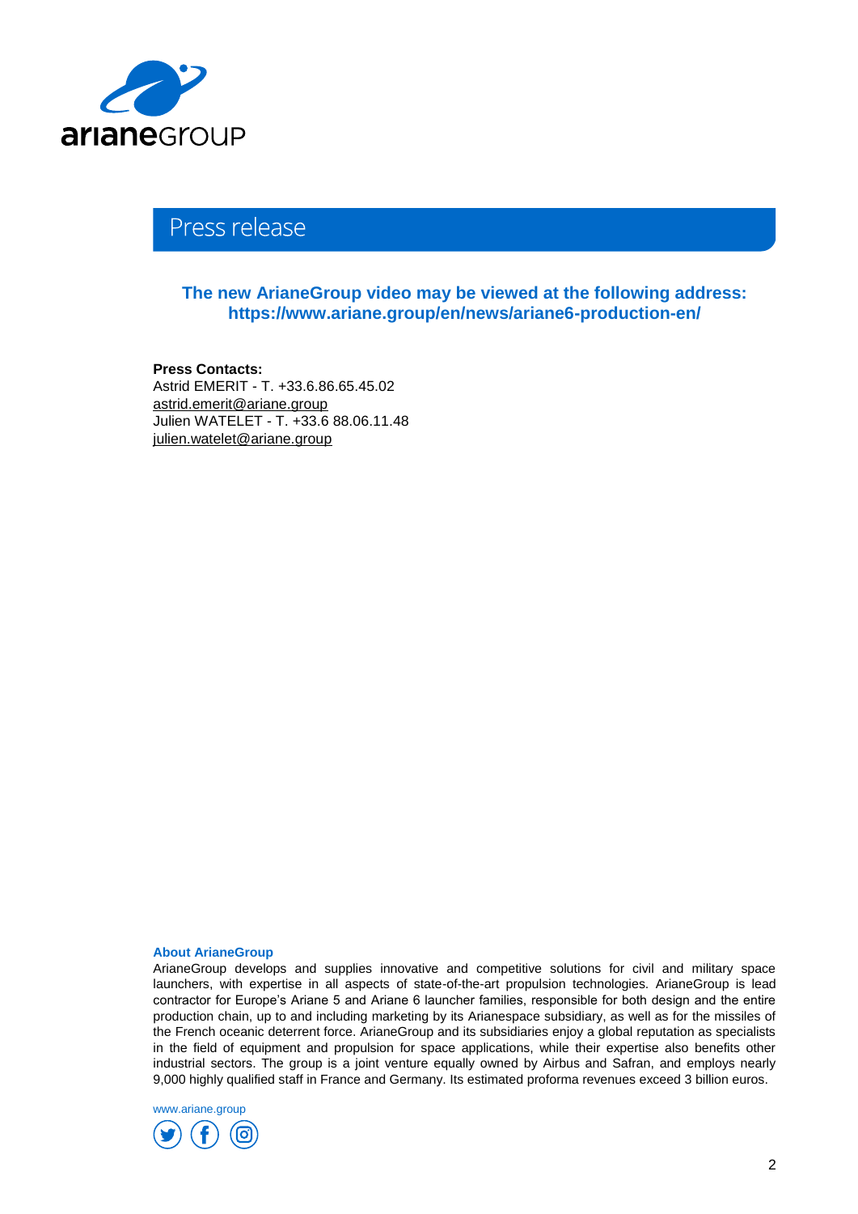# Press release

**The new ArianeGroup video may be viewed at the following address:**
**https://www.ariane.group/en/news/ariane6-production-en/**

**Press Contacts:**
Astrid EMERIT - T. +33.6.86.65.45.02
astrid.emerit@ariane.group
Julien WATELET - T. +33.6 88.06.11.48
julien.watelet@ariane.group

**About ArianeGroup**

ArianeGroup develops and supplies innovative and competitive solutions for civil and military space launchers, with expertise in all aspects of state-of-the-art propulsion technologies. ArianeGroup is lead contractor for Europe's Ariane 5 and Ariane 6 launcher families, responsible for both design and the entire production chain, up to and including marketing by its Arianespace subsidiary, as well as for the missiles of the French oceanic deterrent force. ArianeGroup and its subsidiaries enjoy a global reputation as specialists in the field of equipment and propulsion for space applications, while their expertise also benefits other industrial sectors. The group is a joint venture equally owned by Airbus and Safran, and employs nearly 9,000 highly qualified staff in France and Germany. Its estimated proforma revenues exceed 3 billion euros.

www.ariane.group